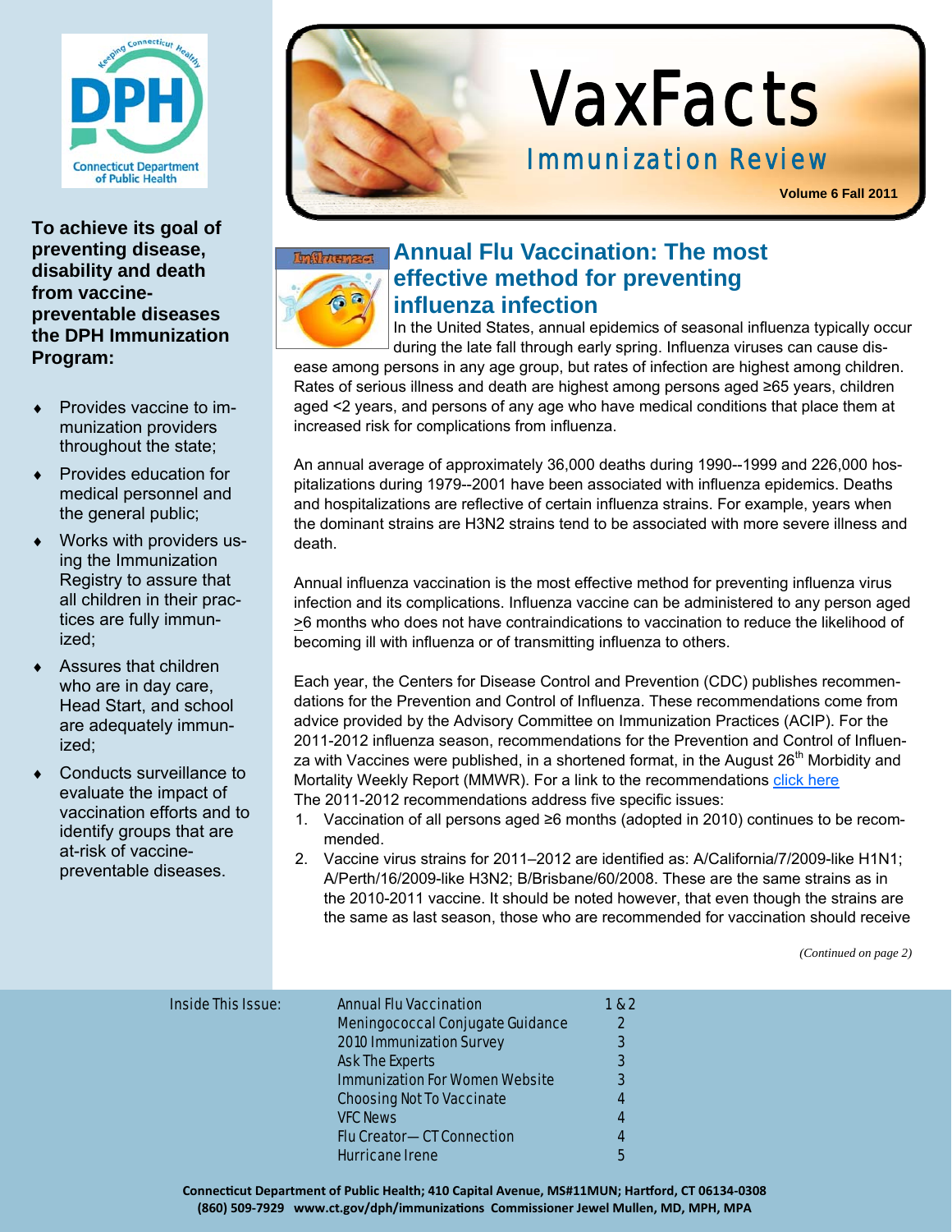# VaxFacts

## Immunization Review

Volume 6 Fall 2011

**To achieve its goal of preventing disease, disability and death from vaccine-preventable diseases the DPH Immunization Program:**

- Provides vaccine to immunization providers throughout the state;
- Provides education for medical personnel and the general public;
- Works with providers using the Immunization Registry to assure that all children in their practices are fully immunized;
- Assures that children who are in day care, Head Start, and school are adequately immunized;
- Conducts surveillance to evaluate the impact of vaccination efforts and to identify groups that are at-risk of vaccine-preventable diseases.

## Annual Flu Vaccination: The most effective method for preventing influenza infection

In the United States, annual epidemics of seasonal influenza typically occur during the late fall through early spring. Influenza viruses can cause disease among persons in any age group, but rates of infection are highest among children. Rates of serious illness and death are highest among persons aged ≥65 years, children aged <2 years, and persons of any age who have medical conditions that place them at increased risk for complications from influenza.

An annual average of approximately 36,000 deaths during 1990--1999 and 226,000 hospitalizations during 1979--2001 have been associated with influenza epidemics. Deaths and hospitalizations are reflective of certain influenza strains. For example, years when the dominant strains are H3N2 strains tend to be associated with more severe illness and death.

Annual influenza vaccination is the most effective method for preventing influenza virus infection and its complications. Influenza vaccine can be administered to any person aged ≥6 months who does not have contraindications to vaccination to reduce the likelihood of becoming ill with influenza or of transmitting influenza to others.

Each year, the Centers for Disease Control and Prevention (CDC) publishes recommendations for the Prevention and Control of Influenza. These recommendations come from advice provided by the Advisory Committee on Immunization Practices (ACIP). For the 2011-2012 influenza season, recommendations for the Prevention and Control of Influenza with Vaccines were published, in a shortened format, in the August 26th Morbidity and Mortality Weekly Report (MMWR). For a link to the recommendations click here

The 2011-2012 recommendations address five specific issues:

1. Vaccination of all persons aged ≥6 months (adopted in 2010) continues to be recommended.
2. Vaccine virus strains for 2011–2012 are identified as: A/California/7/2009-like H1N1; A/Perth/16/2009-like H3N2; B/Brisbane/60/2008. These are the same strains as in the 2010-2011 vaccine. It should be noted however, that even though the strains are the same as last season, those who are recommended for vaccination should receive

*(Continued on page 2)*

| Inside This Issue: | | |
|---|---|---|
| | Annual Flu Vaccination | 1 & 2 |
| | Meningococcal Conjugate Guidance | 2 |
| | 2010 Immunization Survey | 3 |
| | Ask The Experts | 3 |
| | Immunization For Women Website | 3 |
| | Choosing Not To Vaccinate | 4 |
| | VFC News | 4 |
| | Flu Creator— CT Connection | 4 |
| | Hurricane Irene | 5 |

Connecticut Department of Public Health; 410 Capital Avenue, MS#11MUN; Hartford, CT 06134-0308
(860) 509-7929 www.ct.gov/dph/immunizations Commissioner Jewel Mullen, MD, MPH, MPA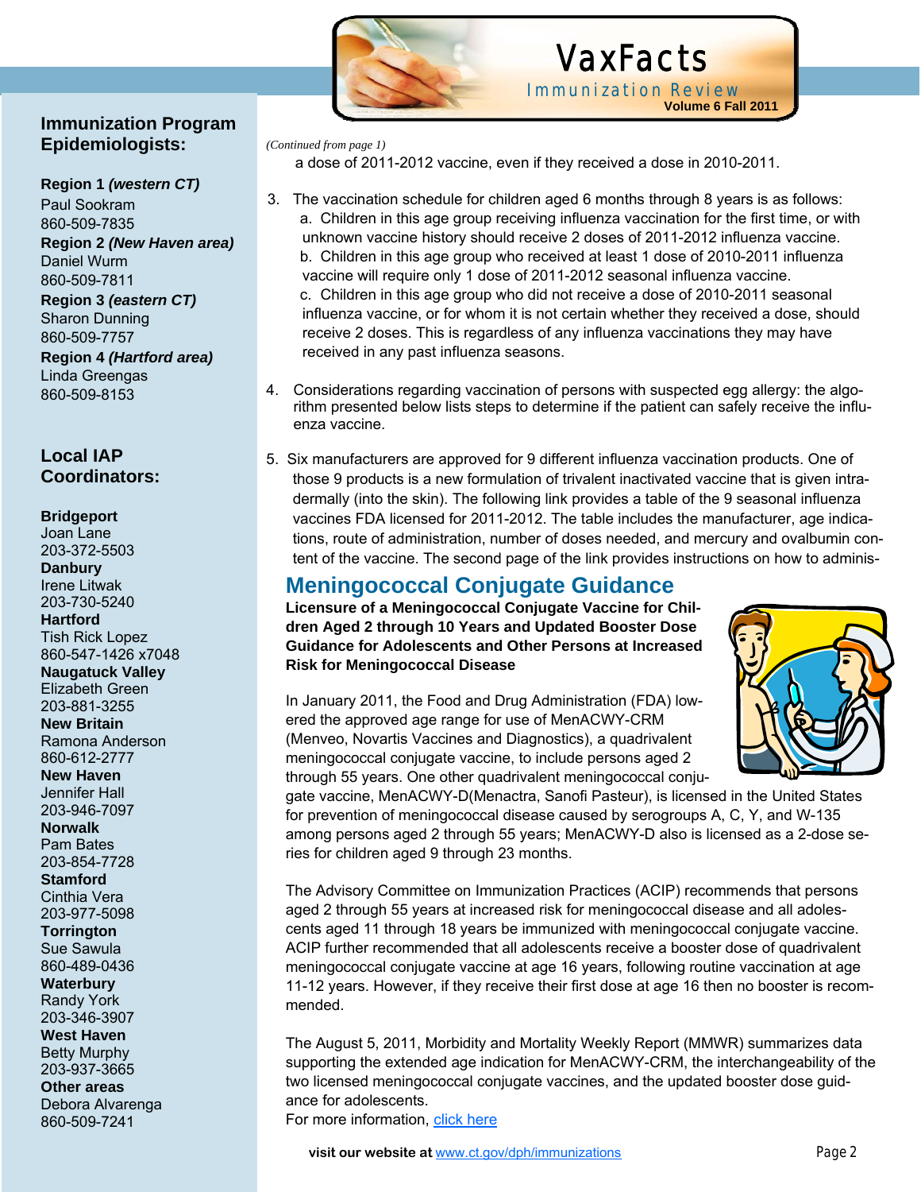## Immunization Program Epidemiologists:

**Region 1 *(western CT)***
Paul Sookram
860-509-7835
**Region 2 *(New Haven area)***
Daniel Wurm
860-509-7811
**Region 3 *(eastern CT)***
Sharon Dunning
860-509-7757
**Region 4 *(Hartford area)***
Linda Greengas
860-509-8153

## Local IAP Coordinators:

**Bridgeport**
Joan Lane
203-372-5503
**Danbury**
Irene Litwak
203-730-5240
**Hartford**
Tish Rick Lopez
860-547-1426 x7048
**Naugatuck Valley**
Elizabeth Green
203-881-3255
**New Britain**
Ramona Anderson
860-612-2777
**New Haven**
Jennifer Hall
203-946-7097
**Norwalk**
Pam Bates
203-854-7728
**Stamford**
Cinthia Vera
203-977-5098
**Torrington**
Sue Sawula
860-489-0436
**Waterbury**
Randy York
203-346-3907
**West Haven**
Betty Murphy
203-937-3665
**Other areas**
Debora Alvarenga
860-509-7241

*(Continued from page 1)*

a dose of 2011-2012 vaccine, even if they received a dose in 2010-2011.

3. The vaccination schedule for children aged 6 months through 8 years is as follows:
   a. Children in this age group receiving influenza vaccination for the first time, or with unknown vaccine history should receive 2 doses of 2011-2012 influenza vaccine.
   b. Children in this age group who received at least 1 dose of 2010-2011 influenza vaccine will require only 1 dose of 2011-2012 seasonal influenza vaccine.
   c. Children in this age group who did not receive a dose of 2010-2011 seasonal influenza vaccine, or for whom it is not certain whether they received a dose, should receive 2 doses. This is regardless of any influenza vaccinations they may have received in any past influenza seasons.

4. Considerations regarding vaccination of persons with suspected egg allergy: the algorithm presented below lists steps to determine if the patient can safely receive the influenza vaccine.

5. Six manufacturers are approved for 9 different influenza vaccination products. One of those 9 products is a new formulation of trivalent inactivated vaccine that is given intradermally (into the skin). The following link provides a table of the 9 seasonal influenza vaccines FDA licensed for 2011-2012. The table includes the manufacturer, age indications, route of administration, number of doses needed, and mercury and ovalbumin content of the vaccine. The second page of the link provides instructions on how to adminis-

## Meningococcal Conjugate Guidance

**Licensure of a Meningococcal Conjugate Vaccine for Children Aged 2 through 10 Years and Updated Booster Dose Guidance for Adolescents and Other Persons at Increased Risk for Meningococcal Disease**

In January 2011, the Food and Drug Administration (FDA) lowered the approved age range for use of MenACWY-CRM (Menveo, Novartis Vaccines and Diagnostics), a quadrivalent meningococcal conjugate vaccine, to include persons aged 2 through 55 years. One other quadrivalent meningococcal conjugate vaccine, MenACWY-D(Menactra, Sanofi Pasteur), is licensed in the United States for prevention of meningococcal disease caused by serogroups A, C, Y, and W-135 among persons aged 2 through 55 years; MenACWY-D also is licensed as a 2-dose series for children aged 9 through 23 months.

The Advisory Committee on Immunization Practices (ACIP) recommends that persons aged 2 through 55 years at increased risk for meningococcal disease and all adolescents aged 11 through 18 years be immunized with meningococcal conjugate vaccine. ACIP further recommended that all adolescents receive a booster dose of quadrivalent meningococcal conjugate vaccine at age 16 years, following routine vaccination at age 11-12 years. However, if they receive their first dose at age 16 then no booster is recommended.

The August 5, 2011, Morbidity and Mortality Weekly Report (MMWR) summarizes data supporting the extended age indication for MenACWY-CRM, the interchangeability of the two licensed meningococcal conjugate vaccines, and the updated booster dose guidance for adolescents.
For more information, click here

**visit our website at** www.ct.gov/dph/immunizations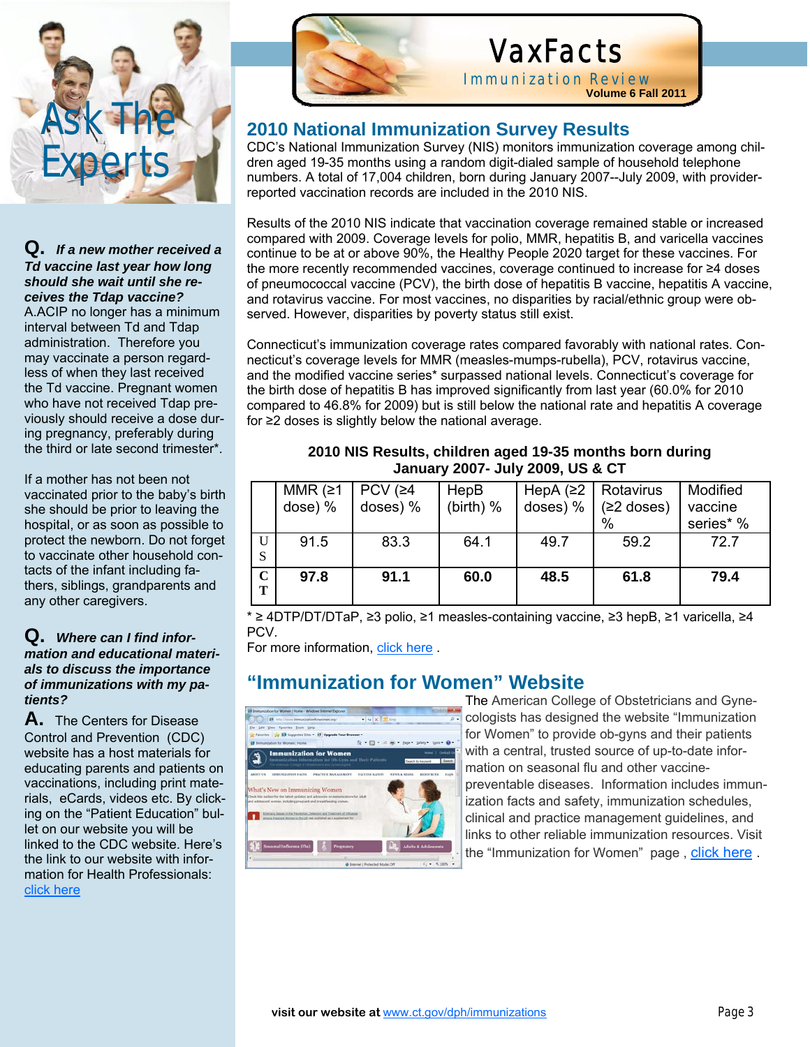# VaxFacts

Immunization Review

**Volume 6 Fall 2011**

## 2010 National Immunization Survey Results

CDC's National Immunization Survey (NIS) monitors immunization coverage among children aged 19-35 months using a random digit-dialed sample of household telephone numbers. A total of 17,004 children, born during January 2007--July 2009, with provider-reported vaccination records are included in the 2010 NIS.

Results of the 2010 NIS indicate that vaccination coverage remained stable or increased compared with 2009. Coverage levels for polio, MMR, hepatitis B, and varicella vaccines continue to be at or above 90%, the Healthy People 2020 target for these vaccines. For the more recently recommended vaccines, coverage continued to increase for ≥4 doses of pneumococcal vaccine (PCV), the birth dose of hepatitis B vaccine, hepatitis A vaccine, and rotavirus vaccine. For most vaccines, no disparities by racial/ethnic group were observed. However, disparities by poverty status still exist.

Connecticut's immunization coverage rates compared favorably with national rates. Connecticut's coverage levels for MMR (measles-mumps-rubella), PCV, rotavirus vaccine, and the modified vaccine series* surpassed national levels. Connecticut's coverage for the birth dose of hepatitis B has improved significantly from last year (60.0% for 2010 compared to 46.8% for 2009) but is still below the national rate and hepatitis A coverage for ≥2 doses is slightly below the national average.

**2010 NIS Results, children aged 19-35 months born during January 2007- July 2009, US & CT**

| | MMR (≥1 dose) % | PCV (≥4 doses) % | HepB (birth) % | HepA (≥2 doses) % | Rotavirus (≥2 doses) % | Modified vaccine series* % |
|---|---|---|---|---|---|---|
| US | 91.5 | 83.3 | 64.1 | 49.7 | 59.2 | 72.7 |
| **CT** | **97.8** | **91.1** | **60.0** | **48.5** | **61.8** | **79.4** |

* ≥ 4DTP/DT/DTaP, ≥3 polio, ≥1 measles-containing vaccine, ≥3 hepB, ≥1 varicella, ≥4 PCV.

For more information, click here .

## "Immunization for Women" Website

The American College of Obstetricians and Gynecologists has designed the website "Immunization for Women" to provide ob-gyns and their patients with a central, trusted source of up-to-date information on seasonal flu and other vaccine-preventable diseases. Information includes immunization facts and safety, immunization schedules, clinical and practice management guidelines, and links to other reliable immunization resources. Visit the "Immunization for Women" page , click here .

## Ask The Experts

**Q.** ***If a new mother received a Td vaccine last year how long should she wait until she receives the Tdap vaccine?***

A.ACIP no longer has a minimum interval between Td and Tdap administration. Therefore you may vaccinate a person regardless of when they last received the Td vaccine. Pregnant women who have not received Tdap previously should receive a dose during pregnancy, preferably during the third or late second trimester*.

If a mother has not been not vaccinated prior to the baby's birth she should be prior to leaving the hospital, or as soon as possible to protect the newborn. Do not forget to vaccinate other household contacts of the infant including fathers, siblings, grandparents and any other caregivers.

**Q.** ***Where can I find information and educational materials to discuss the importance of immunizations with my patients?***

**A.** The Centers for Disease Control and Prevention (CDC) website has a host materials for educating parents and patients on vaccinations, including print materials, eCards, videos etc. By clicking on the "Patient Education" bullet on our website you will be linked to the CDC website. Here's the link to our website with information for Health Professionals: click here

**visit our website at** www.ct.gov/dph/immunizations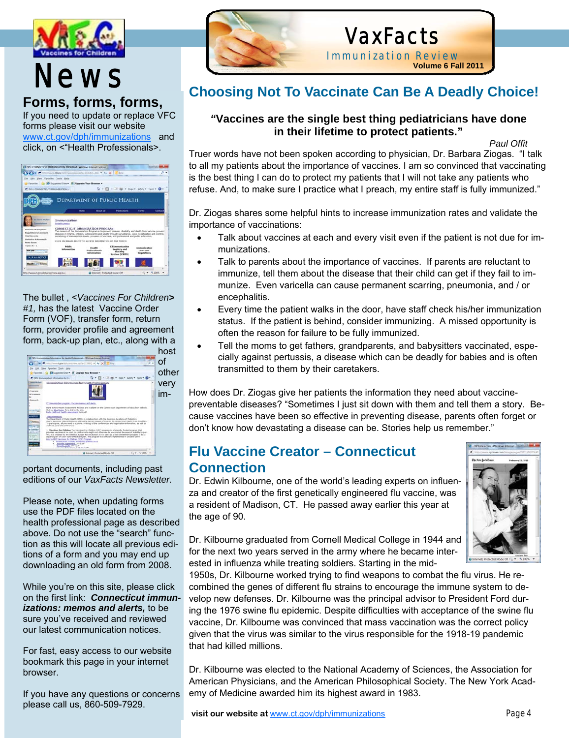# VaxFacts

Immunization Review

**Volume 6 Fall 2011**

## News

### Forms, forms, forms,

If you need to update or replace VFC forms please visit our website www.ct.gov/dph/immunizations and click, on <"Health Professionals>.

The bullet , <*Vaccines For Children*> *#1,* has the latest Vaccine Order Form (VOF), transfer form, return form, provider profile and agreement form, back-up plan, etc., along with a host of other very important documents, including past editions of our *VaxFacts Newsletter*.

Please note, when updating forms use the PDF files located on the health professional page as described above. Do not use the "search" function as this will locate all previous editions of a form and you may end up downloading an old form from 2008.

While you're on this site, please click on the first link: ***Connecticut immunizations: memos and alerts,*** to be sure you've received and reviewed our latest communication notices.

For fast, easy access to our website bookmark this page in your internet browser.

If you have any questions or concerns please call us, 860-509-7929.

## Choosing Not To Vaccinate Can Be A Deadly Choice!

**"Vaccines are the single best thing pediatricians have done in their lifetime to protect patients."**

*Paul Offit*

Truer words have not been spoken according to physician, Dr. Barbara Ziogas. "I talk to all my patients about the importance of vaccines. I am so convinced that vaccinating is the best thing I can do to protect my patients that I will not take any patients who refuse. And, to make sure I practice what I preach, my entire staff is fully immunized."

Dr. Ziogas shares some helpful hints to increase immunization rates and validate the importance of vaccinations:

- Talk about vaccines at each and every visit even if the patient is not due for immunizations.
- Talk to parents about the importance of vaccines. If parents are reluctant to immunize, tell them about the disease that their child can get if they fail to immunize. Even varicella can cause permanent scarring, pneumonia, and / or encephalitis.
- Every time the patient walks in the door, have staff check his/her immunization status. If the patient is behind, consider immunizing. A missed opportunity is often the reason for failure to be fully immunized.
- Tell the moms to get fathers, grandparents, and babysitters vaccinated, especially against pertussis, a disease which can be deadly for babies and is often transmitted to them by their caretakers.

How does Dr. Ziogas give her patients the information they need about vaccine-preventable diseases? "Sometimes I just sit down with them and tell them a story. Because vaccines have been so effective in preventing disease, parents often forget or don't know how devastating a disease can be. Stories help us remember."

## Flu Vaccine Creator – Connecticut Connection

Dr. Edwin Kilbourne, one of the world's leading experts on influenza and creator of the first genetically engineered flu vaccine, was a resident of Madison, CT. He passed away earlier this year at the age of 90.

Dr. Kilbourne graduated from Cornell Medical College in 1944 and for the next two years served in the army where he became interested in influenza while treating soldiers. Starting in the mid-1950s, Dr. Kilbourne worked trying to find weapons to combat the flu virus. He recombined the genes of different flu strains to encourage the immune system to develop new defenses. Dr. Kilbourne was the principal advisor to President Ford during the 1976 swine flu epidemic. Despite difficulties with acceptance of the swine flu vaccine, Dr. Kilbourne was convinced that mass vaccination was the correct policy given that the virus was similar to the virus responsible for the 1918-19 pandemic that had killed millions.

Dr. Kilbourne was elected to the National Academy of Sciences, the Association for American Physicians, and the American Philosophical Society. The New York Academy of Medicine awarded him its highest award in 1983.

**visit our website at** www.ct.gov/dph/immunizations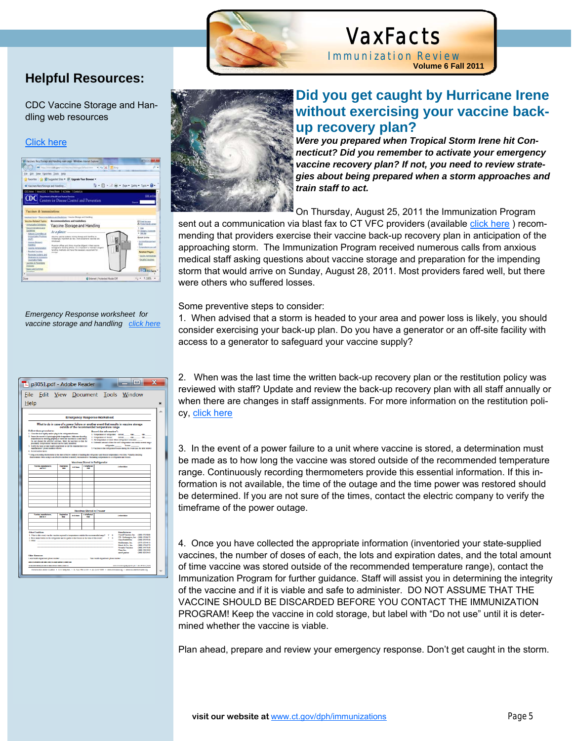# VaxFacts

Immunization Review

Volume 6 Fall 2011

## Helpful Resources:

CDC Vaccine Storage and Handling web resources

Click here

*Emergency Response worksheet for vaccine storage and handling* click here

## Did you get caught by Hurricane Irene without exercising your vaccine back-up recovery plan?

***Were you prepared when Tropical Storm Irene hit Connecticut? Did you remember to activate your emergency vaccine recovery plan? If not, you need to review strategies about being prepared when a storm approaches and train staff to act.***

On Thursday, August 25, 2011 the Immunization Program sent out a communication via blast fax to CT VFC providers (available click here ) recommending that providers exercise their vaccine back-up recovery plan in anticipation of the approaching storm. The Immunization Program received numerous calls from anxious medical staff asking questions about vaccine storage and preparation for the impending storm that would arrive on Sunday, August 28, 2011. Most providers fared well, but there were others who suffered losses.

Some preventive steps to consider:

1. When advised that a storm is headed to your area and power loss is likely, you should consider exercising your back-up plan. Do you have a generator or an off-site facility with access to a generator to safeguard your vaccine supply?

2. When was the last time the written back-up recovery plan or the restitution policy was reviewed with staff? Update and review the back-up recovery plan with all staff annually or when there are changes in staff assignments. For more information on the restitution policy, click here

3. In the event of a power failure to a unit where vaccine is stored, a determination must be made as to how long the vaccine was stored outside of the recommended temperature range. Continuously recording thermometers provide this essential information. If this information is not available, the time of the outage and the time power was restored should be determined. If you are not sure of the times, contact the electric company to verify the timeframe of the power outage.

4. Once you have collected the appropriate information (inventoried your state-supplied vaccines, the number of doses of each, the lots and expiration dates, and the total amount of time vaccine was stored outside of the recommended temperature range), contact the Immunization Program for further guidance. Staff will assist you in determining the integrity of the vaccine and if it is viable and safe to administer. DO NOT ASSUME THAT THE VACCINE SHOULD BE DISCARDED BEFORE YOU CONTACT THE IMMUNIZATION PROGRAM! Keep the vaccine in cold storage, but label with "Do not use" until it is determined whether the vaccine is viable.

Plan ahead, prepare and review your emergency response. Don't get caught in the storm.

**visit our website at** www.ct.gov/dph/immunizations